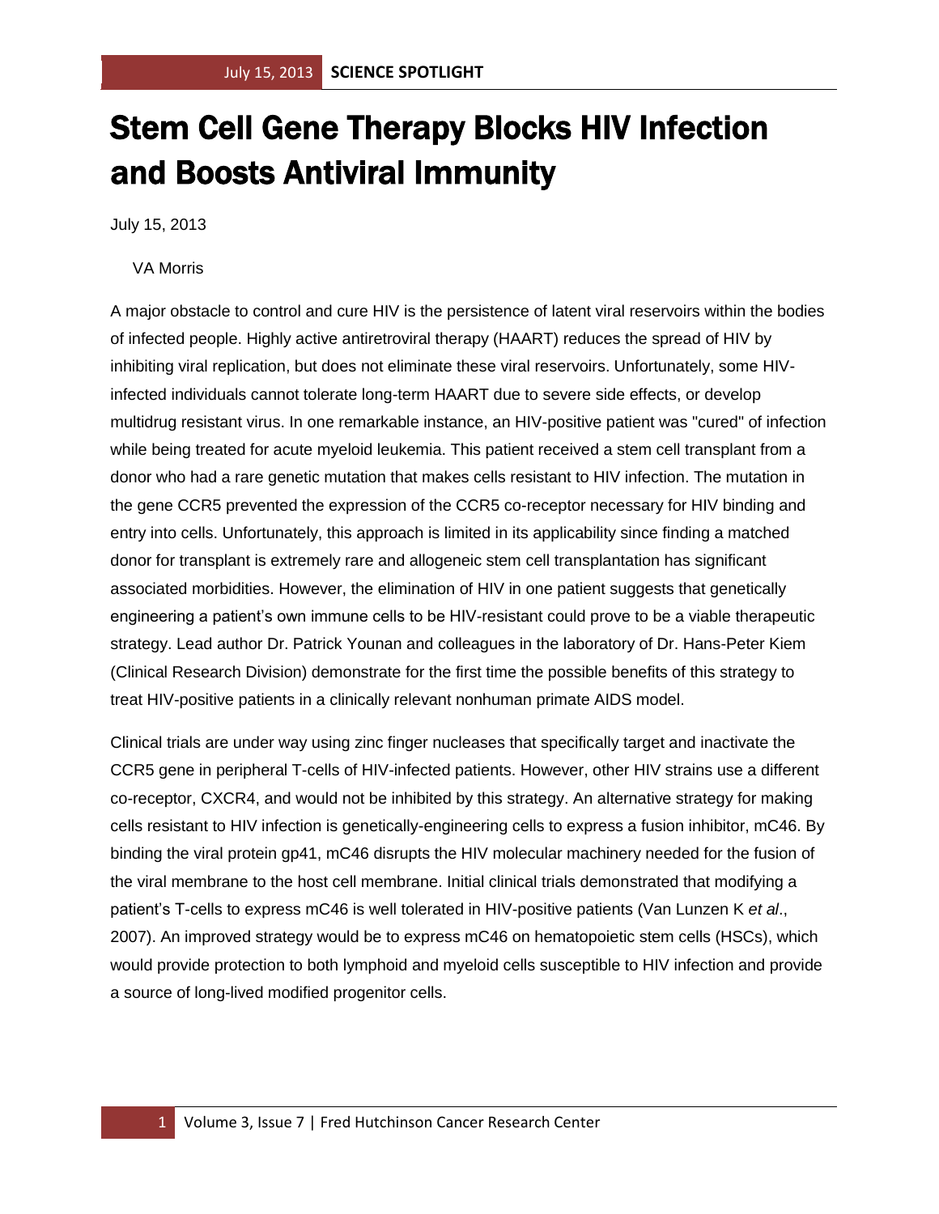# Stem Cell Gene Therapy Blocks HIV Infection and Boosts Antiviral Immunity

July 15, 2013

VA Morris

A major obstacle to control and cure HIV is the persistence of latent viral reservoirs within the bodies of infected people. Highly active antiretroviral therapy (HAART) reduces the spread of HIV by inhibiting viral replication, but does not eliminate these viral reservoirs. Unfortunately, some HIV-infected individuals cannot tolerate long-term HAART due to severe side effects, or develop multidrug resistant virus. In one remarkable instance, an HIV-positive patient was "cured" of infection while being treated for acute myeloid leukemia. This patient received a stem cell transplant from a donor who had a rare genetic mutation that makes cells resistant to HIV infection. The mutation in the gene CCR5 prevented the expression of the CCR5 co-receptor necessary for HIV binding and entry into cells. Unfortunately, this approach is limited in its applicability since finding a matched donor for transplant is extremely rare and allogeneic stem cell transplantation has significant associated morbidities. However, the elimination of HIV in one patient suggests that genetically engineering a patient's own immune cells to be HIV-resistant could prove to be a viable therapeutic strategy. Lead author Dr. Patrick Younan and colleagues in the laboratory of Dr. Hans-Peter Kiem (Clinical Research Division) demonstrate for the first time the possible benefits of this strategy to treat HIV-positive patients in a clinically relevant nonhuman primate AIDS model.

Clinical trials are under way using zinc finger nucleases that specifically target and inactivate the CCR5 gene in peripheral T-cells of HIV-infected patients. However, other HIV strains use a different co-receptor, CXCR4, and would not be inhibited by this strategy. An alternative strategy for making cells resistant to HIV infection is genetically-engineering cells to express a fusion inhibitor, mC46. By binding the viral protein gp41, mC46 disrupts the HIV molecular machinery needed for the fusion of the viral membrane to the host cell membrane. Initial clinical trials demonstrated that modifying a patient's T-cells to express mC46 is well tolerated in HIV-positive patients (Van Lunzen K *et al*., 2007). An improved strategy would be to express mC46 on hematopoietic stem cells (HSCs), which would provide protection to both lymphoid and myeloid cells susceptible to HIV infection and provide a source of long-lived modified progenitor cells.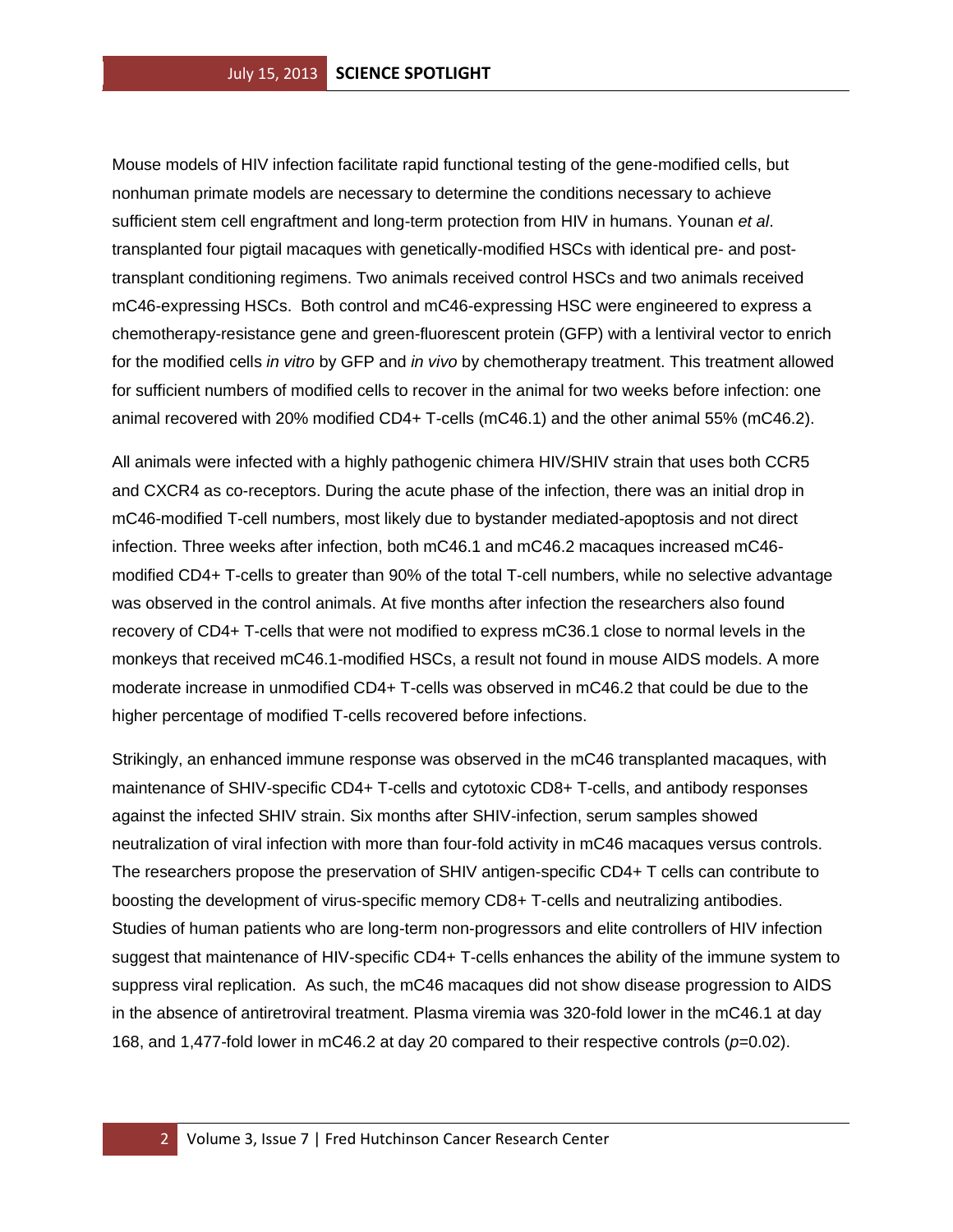Mouse models of HIV infection facilitate rapid functional testing of the gene-modified cells, but nonhuman primate models are necessary to determine the conditions necessary to achieve sufficient stem cell engraftment and long-term protection from HIV in humans. Younan *et al*. transplanted four pigtail macaques with genetically-modified HSCs with identical pre- and post-transplant conditioning regimens. Two animals received control HSCs and two animals received mC46-expressing HSCs. Both control and mC46-expressing HSC were engineered to express a chemotherapy-resistance gene and green-fluorescent protein (GFP) with a lentiviral vector to enrich for the modified cells *in vitro* by GFP and *in vivo* by chemotherapy treatment. This treatment allowed for sufficient numbers of modified cells to recover in the animal for two weeks before infection: one animal recovered with 20% modified CD4+ T-cells (mC46.1) and the other animal 55% (mC46.2).

All animals were infected with a highly pathogenic chimera HIV/SHIV strain that uses both CCR5 and CXCR4 as co-receptors. During the acute phase of the infection, there was an initial drop in mC46-modified T-cell numbers, most likely due to bystander mediated-apoptosis and not direct infection. Three weeks after infection, both mC46.1 and mC46.2 macaques increased mC46-modified CD4+ T-cells to greater than 90% of the total T-cell numbers, while no selective advantage was observed in the control animals. At five months after infection the researchers also found recovery of CD4+ T-cells that were not modified to express mC36.1 close to normal levels in the monkeys that received mC46.1-modified HSCs, a result not found in mouse AIDS models. A more moderate increase in unmodified CD4+ T-cells was observed in mC46.2 that could be due to the higher percentage of modified T-cells recovered before infections.

Strikingly, an enhanced immune response was observed in the mC46 transplanted macaques, with maintenance of SHIV-specific CD4+ T-cells and cytotoxic CD8+ T-cells, and antibody responses against the infected SHIV strain. Six months after SHIV-infection, serum samples showed neutralization of viral infection with more than four-fold activity in mC46 macaques versus controls. The researchers propose the preservation of SHIV antigen-specific CD4+ T cells can contribute to boosting the development of virus-specific memory CD8+ T-cells and neutralizing antibodies. Studies of human patients who are long-term non-progressors and elite controllers of HIV infection suggest that maintenance of HIV-specific CD4+ T-cells enhances the ability of the immune system to suppress viral replication. As such, the mC46 macaques did not show disease progression to AIDS in the absence of antiretroviral treatment. Plasma viremia was 320-fold lower in the mC46.1 at day 168, and 1,477-fold lower in mC46.2 at day 20 compared to their respective controls ($p$=0.02).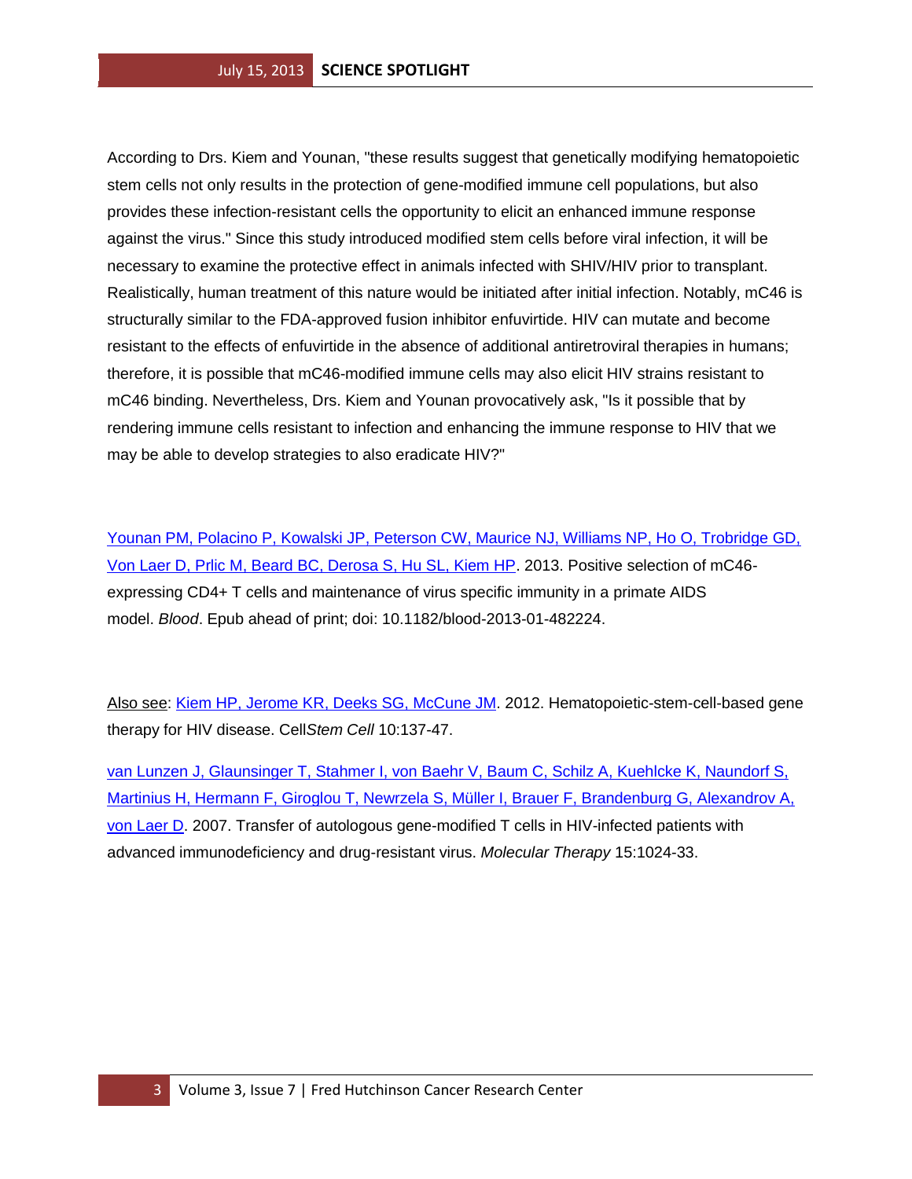According to Drs. Kiem and Younan, "these results suggest that genetically modifying hematopoietic stem cells not only results in the protection of gene-modified immune cell populations, but also provides these infection-resistant cells the opportunity to elicit an enhanced immune response against the virus." Since this study introduced modified stem cells before viral infection, it will be necessary to examine the protective effect in animals infected with SHIV/HIV prior to transplant. Realistically, human treatment of this nature would be initiated after initial infection. Notably, mC46 is structurally similar to the FDA-approved fusion inhibitor enfuvirtide. HIV can mutate and become resistant to the effects of enfuvirtide in the absence of additional antiretroviral therapies in humans; therefore, it is possible that mC46-modified immune cells may also elicit HIV strains resistant to mC46 binding. Nevertheless, Drs. Kiem and Younan provocatively ask, "Is it possible that by rendering immune cells resistant to infection and enhancing the immune response to HIV that we may be able to develop strategies to also eradicate HIV?"

Younan PM, Polacino P, Kowalski JP, Peterson CW, Maurice NJ, Williams NP, Ho O, Trobridge GD, Von Laer D, Prlic M, Beard BC, Derosa S, Hu SL, Kiem HP. 2013. Positive selection of mC46-expressing CD4+ T cells and maintenance of virus specific immunity in a primate AIDS model. *Blood*. Epub ahead of print; doi: 10.1182/blood-2013-01-482224.

Also see: Kiem HP, Jerome KR, Deeks SG, McCune JM. 2012. Hematopoietic-stem-cell-based gene therapy for HIV disease. Cell*Stem Cell* 10:137-47.

van Lunzen J, Glaunsinger T, Stahmer I, von Baehr V, Baum C, Schilz A, Kuehlcke K, Naundorf S, Martinius H, Hermann F, Giroglou T, Newrzela S, Müller I, Brauer F, Brandenburg G, Alexandrov A, von Laer D. 2007. Transfer of autologous gene-modified T cells in HIV-infected patients with advanced immunodeficiency and drug-resistant virus. *Molecular Therapy* 15:1024-33.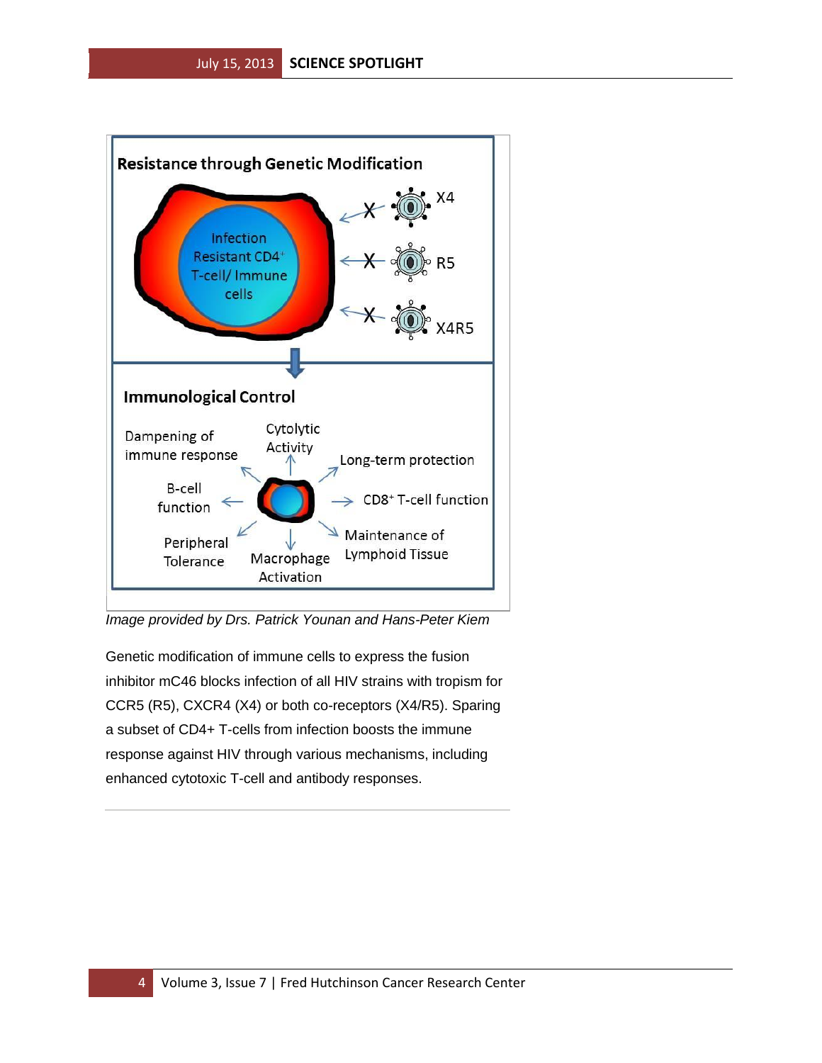Resistance through Genetic Modification

Infection Resistant CD4+ T-cell/ Immune cells

X4

R5

X4R5

Immunological Control

Dampening of immune response

Cytolytic Activity

Long-term protection

B-cell function

CD8+ T-cell function

Peripheral Tolerance

Macrophage Activation

Maintenance of Lymphoid Tissue

*Image provided by Drs. Patrick Younan and Hans-Peter Kiem*

Genetic modification of immune cells to express the fusion inhibitor mC46 blocks infection of all HIV strains with tropism for CCR5 (R5), CXCR4 (X4) or both co-receptors (X4/R5). Sparing a subset of CD4+ T-cells from infection boosts the immune response against HIV through various mechanisms, including enhanced cytotoxic T-cell and antibody responses.